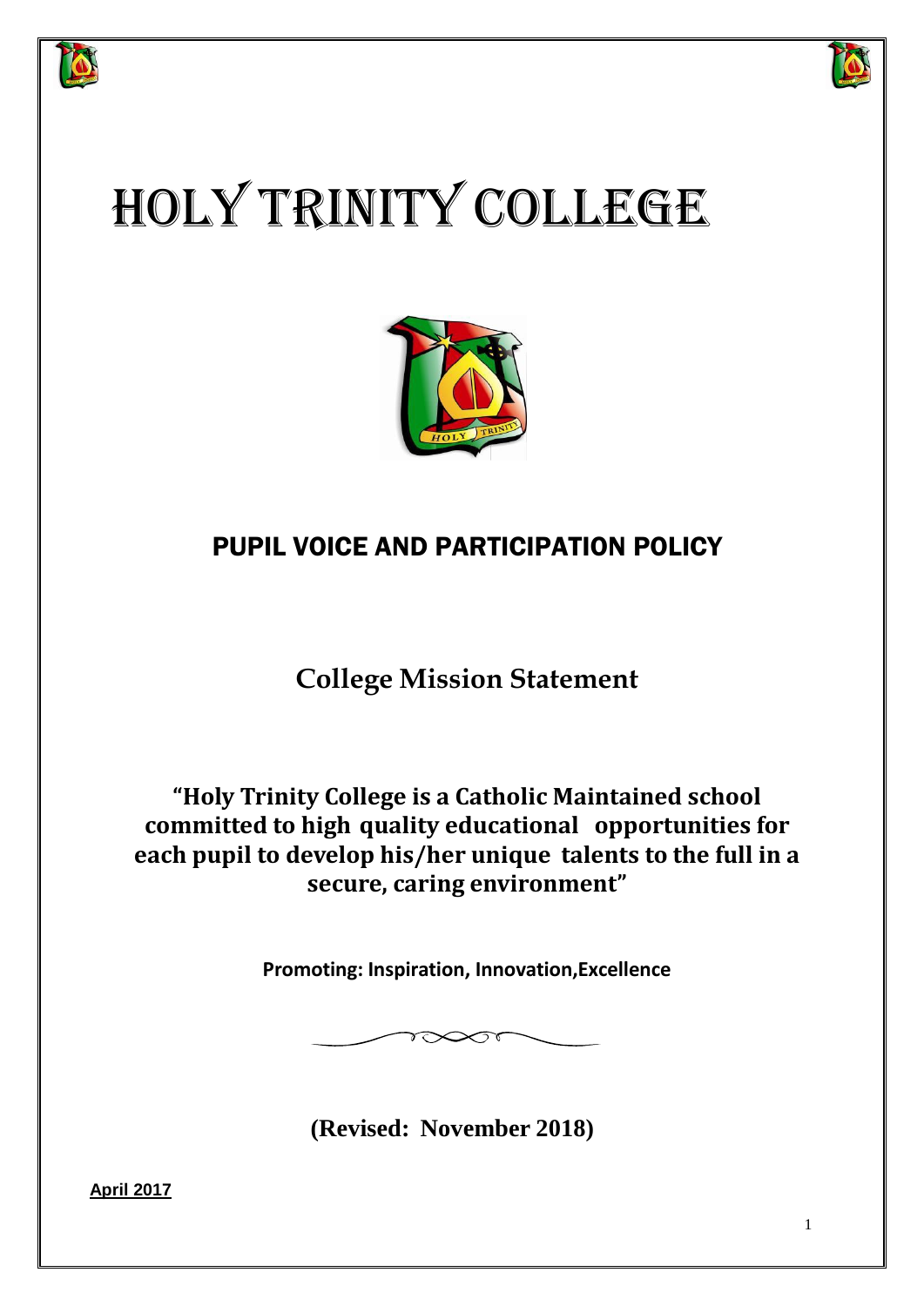# HOLY TRINITY COLLEGE

## PUPIL VOICE AND PARTICIPATION POLICY

## College Mission Statement

**"Holy Trinity College is a Catholic Maintained school committed to high quality educational opportunities for each pupil to develop his/her unique talents to the full in a secure, caring environment"**

**Promoting: Inspiration, Innovation,Excellence**

**(Revised: November 2018)**

**April 2017**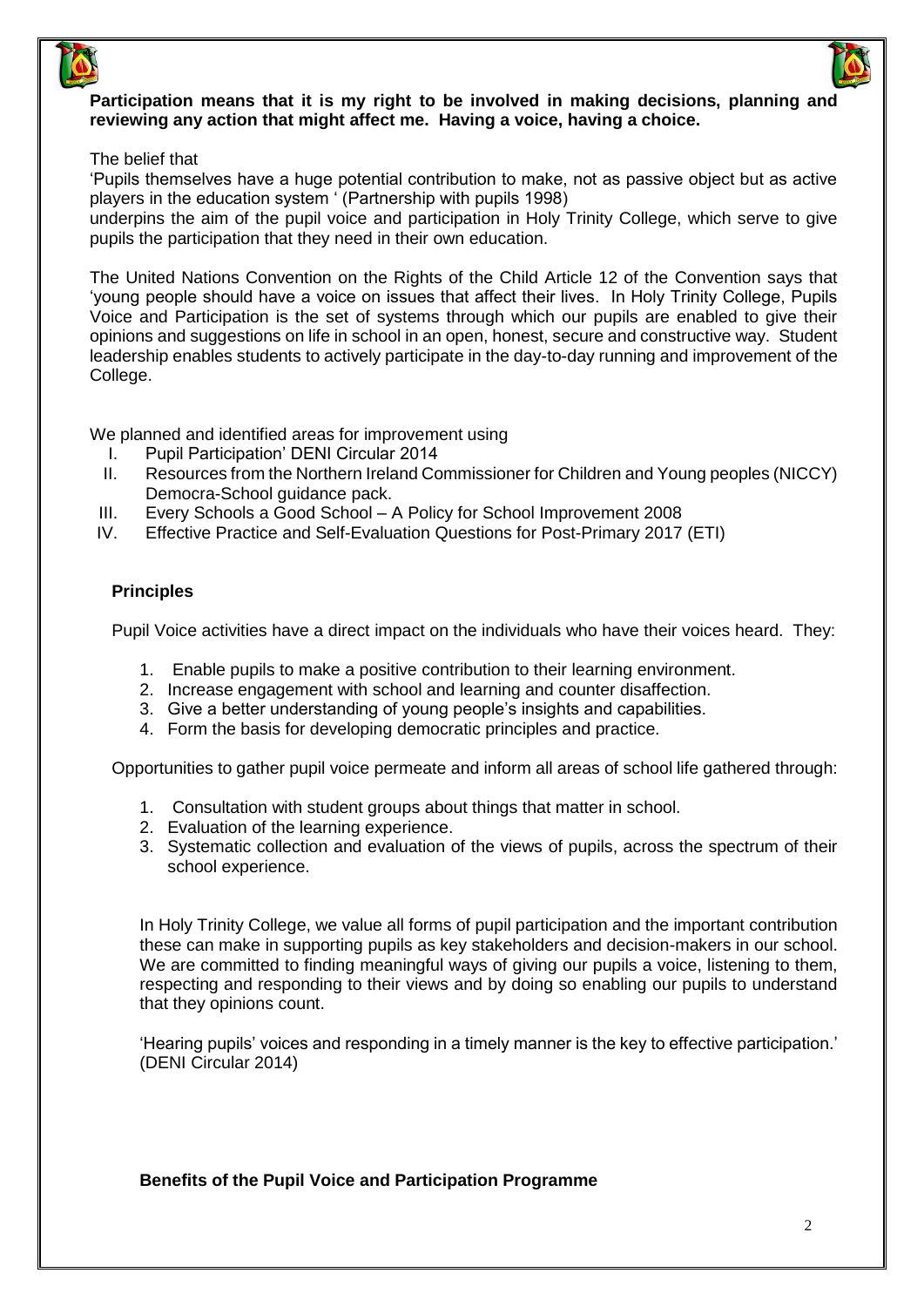**Participation means that it is my right to be involved in making decisions, planning and reviewing any action that might affect me. Having a voice, having a choice.**

The belief that

'Pupils themselves have a huge potential contribution to make, not as passive object but as active players in the education system ' (Partnership with pupils 1998)

underpins the aim of the pupil voice and participation in Holy Trinity College, which serve to give pupils the participation that they need in their own education.

The United Nations Convention on the Rights of the Child Article 12 of the Convention says that 'young people should have a voice on issues that affect their lives. In Holy Trinity College, Pupils Voice and Participation is the set of systems through which our pupils are enabled to give their opinions and suggestions on life in school in an open, honest, secure and constructive way. Student leadership enables students to actively participate in the day-to-day running and improvement of the College.

We planned and identified areas for improvement using

I. Pupil Participation' DENI Circular 2014
II. Resources from the Northern Ireland Commissioner for Children and Young peoples (NICCY) Democra-School guidance pack.
III. Every Schools a Good School – A Policy for School Improvement 2008
IV. Effective Practice and Self-Evaluation Questions for Post-Primary 2017 (ETI)

## Principles

Pupil Voice activities have a direct impact on the individuals who have their voices heard. They:

1. Enable pupils to make a positive contribution to their learning environment.
2. Increase engagement with school and learning and counter disaffection.
3. Give a better understanding of young people's insights and capabilities.
4. Form the basis for developing democratic principles and practice.

Opportunities to gather pupil voice permeate and inform all areas of school life gathered through:

1. Consultation with student groups about things that matter in school.
2. Evaluation of the learning experience.
3. Systematic collection and evaluation of the views of pupils, across the spectrum of their school experience.

In Holy Trinity College, we value all forms of pupil participation and the important contribution these can make in supporting pupils as key stakeholders and decision-makers in our school. We are committed to finding meaningful ways of giving our pupils a voice, listening to them, respecting and responding to their views and by doing so enabling our pupils to understand that they opinions count.

'Hearing pupils' voices and responding in a timely manner is the key to effective participation.' (DENI Circular 2014)

## Benefits of the Pupil Voice and Participation Programme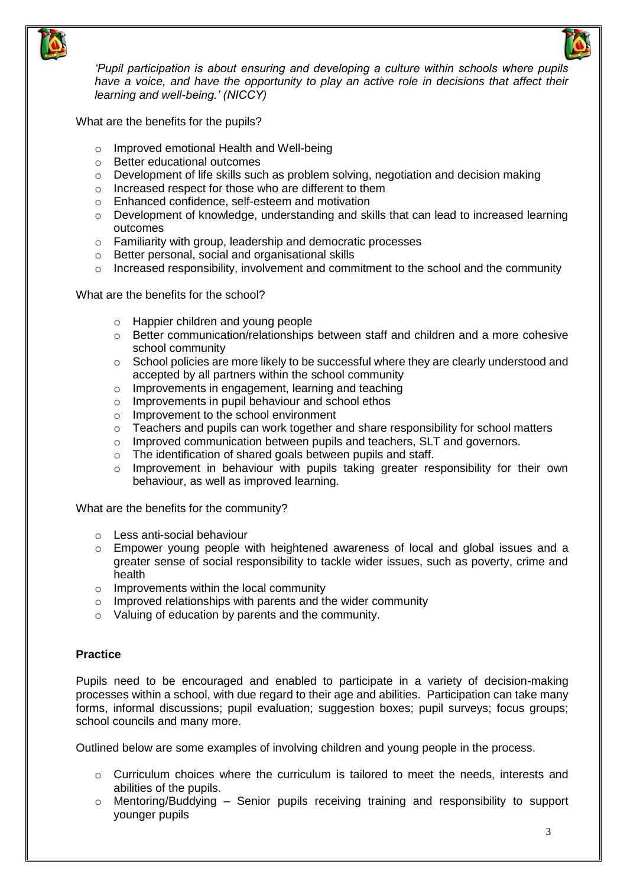*'Pupil participation is about ensuring and developing a culture within schools where pupils have a voice, and have the opportunity to play an active role in decisions that affect their learning and well-being.' (NICCY)*

What are the benefits for the pupils?

- Improved emotional Health and Well-being
- Better educational outcomes
- Development of life skills such as problem solving, negotiation and decision making
- Increased respect for those who are different to them
- Enhanced confidence, self-esteem and motivation
- Development of knowledge, understanding and skills that can lead to increased learning outcomes
- Familiarity with group, leadership and democratic processes
- Better personal, social and organisational skills
- Increased responsibility, involvement and commitment to the school and the community

What are the benefits for the school?

- Happier children and young people
- Better communication/relationships between staff and children and a more cohesive school community
- School policies are more likely to be successful where they are clearly understood and accepted by all partners within the school community
- Improvements in engagement, learning and teaching
- Improvements in pupil behaviour and school ethos
- Improvement to the school environment
- Teachers and pupils can work together and share responsibility for school matters
- Improved communication between pupils and teachers, SLT and governors.
- The identification of shared goals between pupils and staff.
- Improvement in behaviour with pupils taking greater responsibility for their own behaviour, as well as improved learning.

What are the benefits for the community?

- Less anti-social behaviour
- Empower young people with heightened awareness of local and global issues and a greater sense of social responsibility to tackle wider issues, such as poverty, crime and health
- Improvements within the local community
- Improved relationships with parents and the wider community
- Valuing of education by parents and the community.

**Practice**

Pupils need to be encouraged and enabled to participate in a variety of decision-making processes within a school, with due regard to their age and abilities. Participation can take many forms, informal discussions; pupil evaluation; suggestion boxes; pupil surveys; focus groups; school councils and many more.

Outlined below are some examples of involving children and young people in the process.

- Curriculum choices where the curriculum is tailored to meet the needs, interests and abilities of the pupils.
- Mentoring/Buddying – Senior pupils receiving training and responsibility to support younger pupils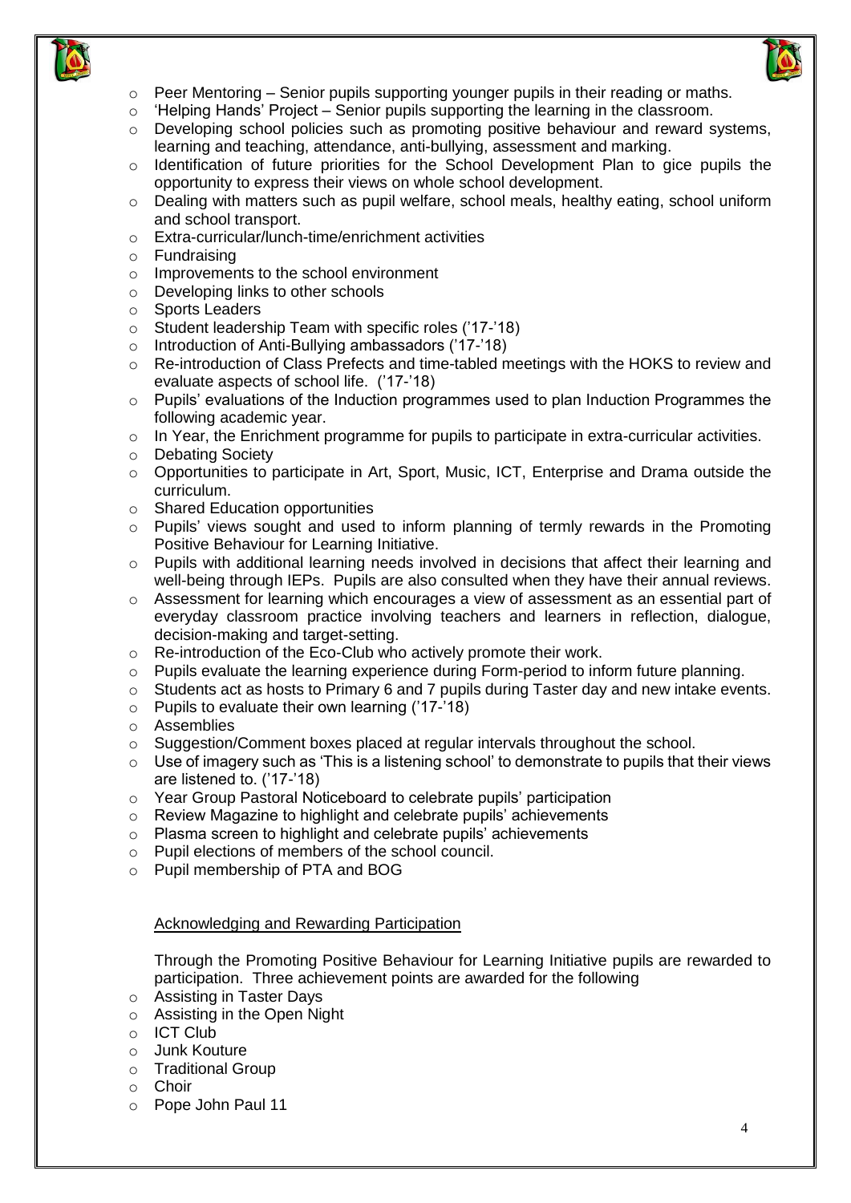- Peer Mentoring – Senior pupils supporting younger pupils in their reading or maths.
- 'Helping Hands' Project – Senior pupils supporting the learning in the classroom.
- Developing school policies such as promoting positive behaviour and reward systems, learning and teaching, attendance, anti-bullying, assessment and marking.
- Identification of future priorities for the School Development Plan to gice pupils the opportunity to express their views on whole school development.
- Dealing with matters such as pupil welfare, school meals, healthy eating, school uniform and school transport.
- Extra-curricular/lunch-time/enrichment activities
- Fundraising
- Improvements to the school environment
- Developing links to other schools
- Sports Leaders
- Student leadership Team with specific roles ('17-'18)
- Introduction of Anti-Bullying ambassadors ('17-'18)
- Re-introduction of Class Prefects and time-tabled meetings with the HOKS to review and evaluate aspects of school life. ('17-'18)
- Pupils' evaluations of the Induction programmes used to plan Induction Programmes the following academic year.
- In Year, the Enrichment programme for pupils to participate in extra-curricular activities.
- Debating Society
- Opportunities to participate in Art, Sport, Music, ICT, Enterprise and Drama outside the curriculum.
- Shared Education opportunities
- Pupils' views sought and used to inform planning of termly rewards in the Promoting Positive Behaviour for Learning Initiative.
- Pupils with additional learning needs involved in decisions that affect their learning and well-being through IEPs. Pupils are also consulted when they have their annual reviews.
- Assessment for learning which encourages a view of assessment as an essential part of everyday classroom practice involving teachers and learners in reflection, dialogue, decision-making and target-setting.
- Re-introduction of the Eco-Club who actively promote their work.
- Pupils evaluate the learning experience during Form-period to inform future planning.
- Students act as hosts to Primary 6 and 7 pupils during Taster day and new intake events.
- Pupils to evaluate their own learning ('17-'18)
- Assemblies
- Suggestion/Comment boxes placed at regular intervals throughout the school.
- Use of imagery such as 'This is a listening school' to demonstrate to pupils that their views are listened to. ('17-'18)
- Year Group Pastoral Noticeboard to celebrate pupils' participation
- Review Magazine to highlight and celebrate pupils' achievements
- Plasma screen to highlight and celebrate pupils' achievements
- Pupil elections of members of the school council.
- Pupil membership of PTA and BOG

Acknowledging and Rewarding Participation

Through the Promoting Positive Behaviour for Learning Initiative pupils are rewarded to participation. Three achievement points are awarded for the following

- Assisting in Taster Days
- Assisting in the Open Night
- ICT Club
- Junk Kouture
- Traditional Group
- Choir
- Pope John Paul 11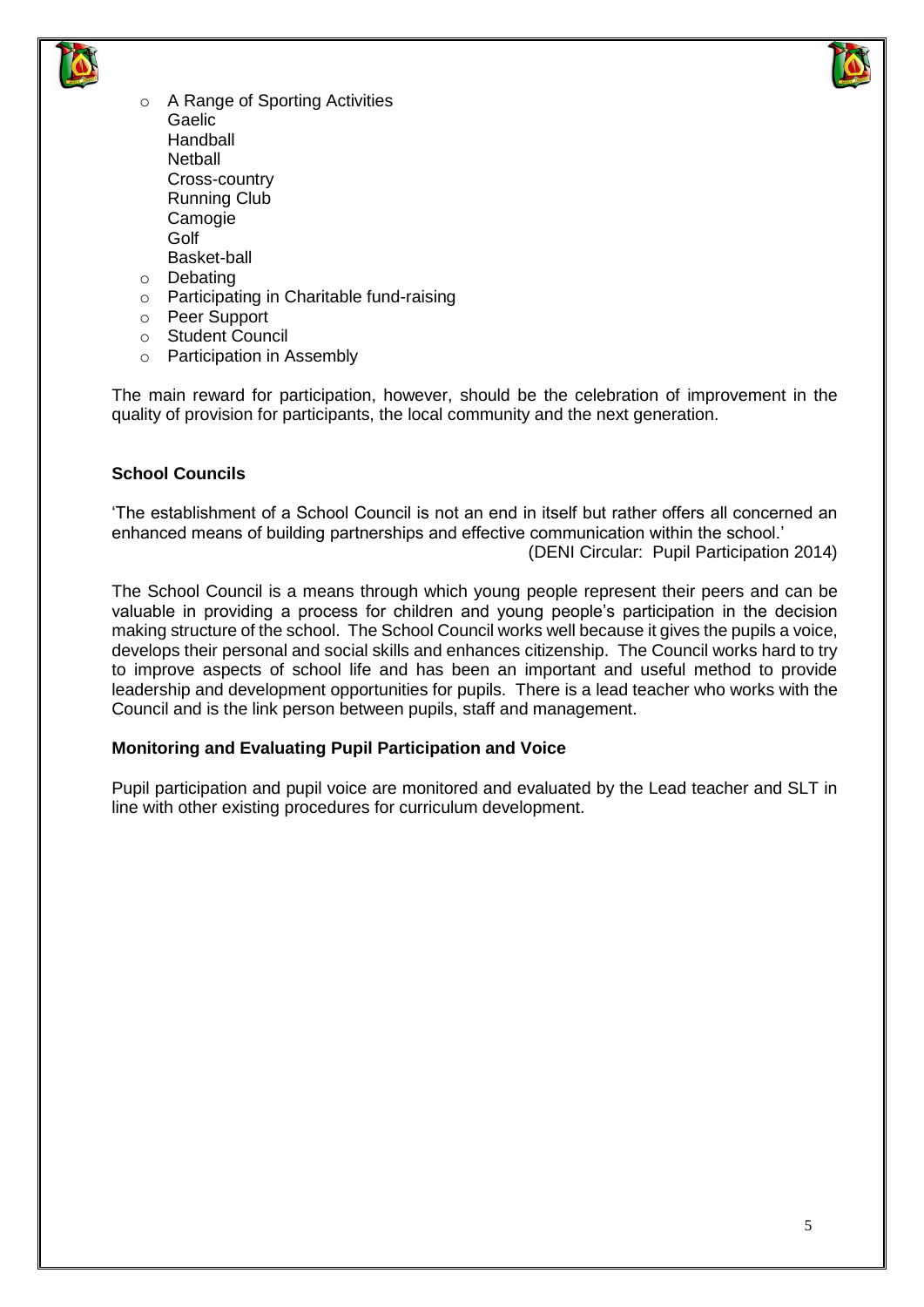- A Range of Sporting Activities
  - Gaelic
  - Handball
  - Netball
  - Cross-country
  - Running Club
  - Camogie
  - Golf
  - Basket-ball
- Debating
- Participating in Charitable fund-raising
- Peer Support
- Student Council
- Participation in Assembly

The main reward for participation, however, should be the celebration of improvement in the quality of provision for participants, the local community and the next generation.

**School Councils**

'The establishment of a School Council is not an end in itself but rather offers all concerned an enhanced means of building partnerships and effective communication within the school.'
(DENI Circular: Pupil Participation 2014)

The School Council is a means through which young people represent their peers and can be valuable in providing a process for children and young people's participation in the decision making structure of the school. The School Council works well because it gives the pupils a voice, develops their personal and social skills and enhances citizenship. The Council works hard to try to improve aspects of school life and has been an important and useful method to provide leadership and development opportunities for pupils. There is a lead teacher who works with the Council and is the link person between pupils, staff and management.

**Monitoring and Evaluating Pupil Participation and Voice**

Pupil participation and pupil voice are monitored and evaluated by the Lead teacher and SLT in line with other existing procedures for curriculum development.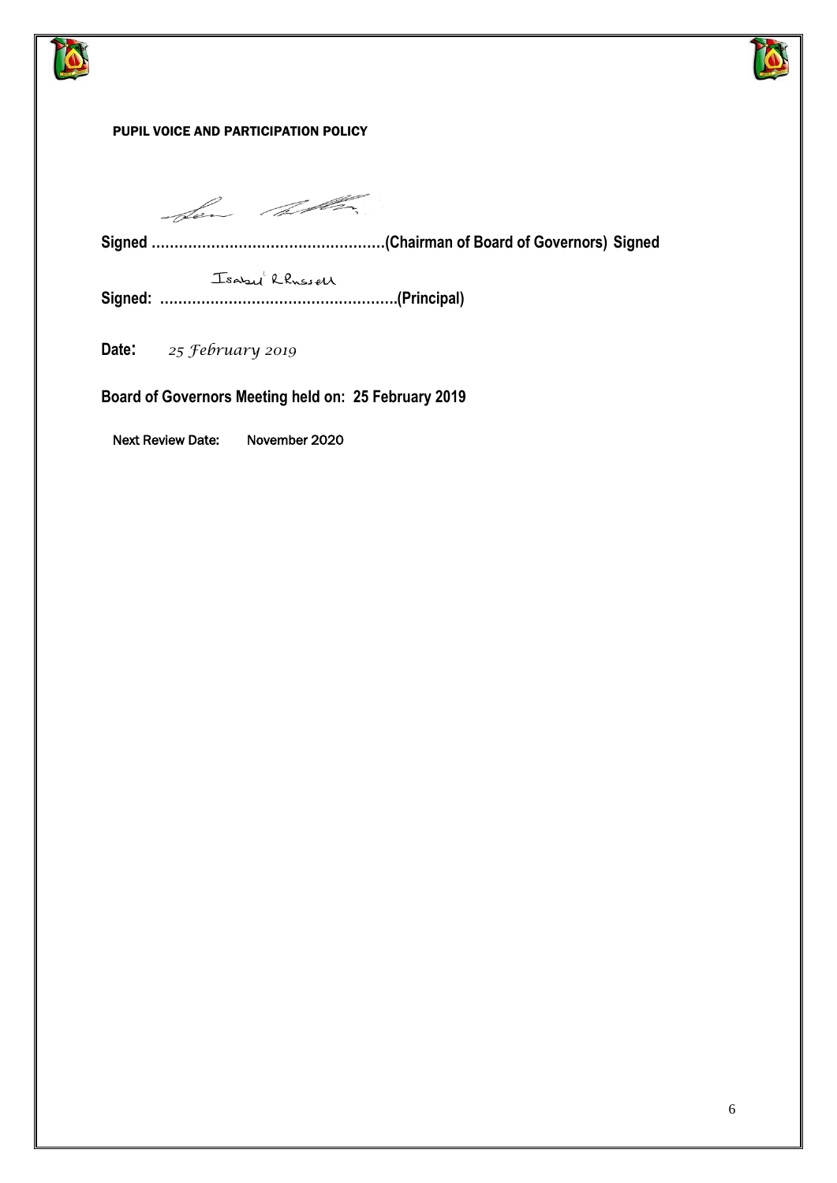PUPIL VOICE AND PARTICIPATION POLICY

**Signed ……………………………………………(Chairman of Board of Governors) Signed**

Isabel R Russell

**Signed: ……………………………………………..(Principal)**

**Date:** *25 February 2019*

**Board of Governors Meeting held on: 25 February 2019**

Next Review Date: November 2020